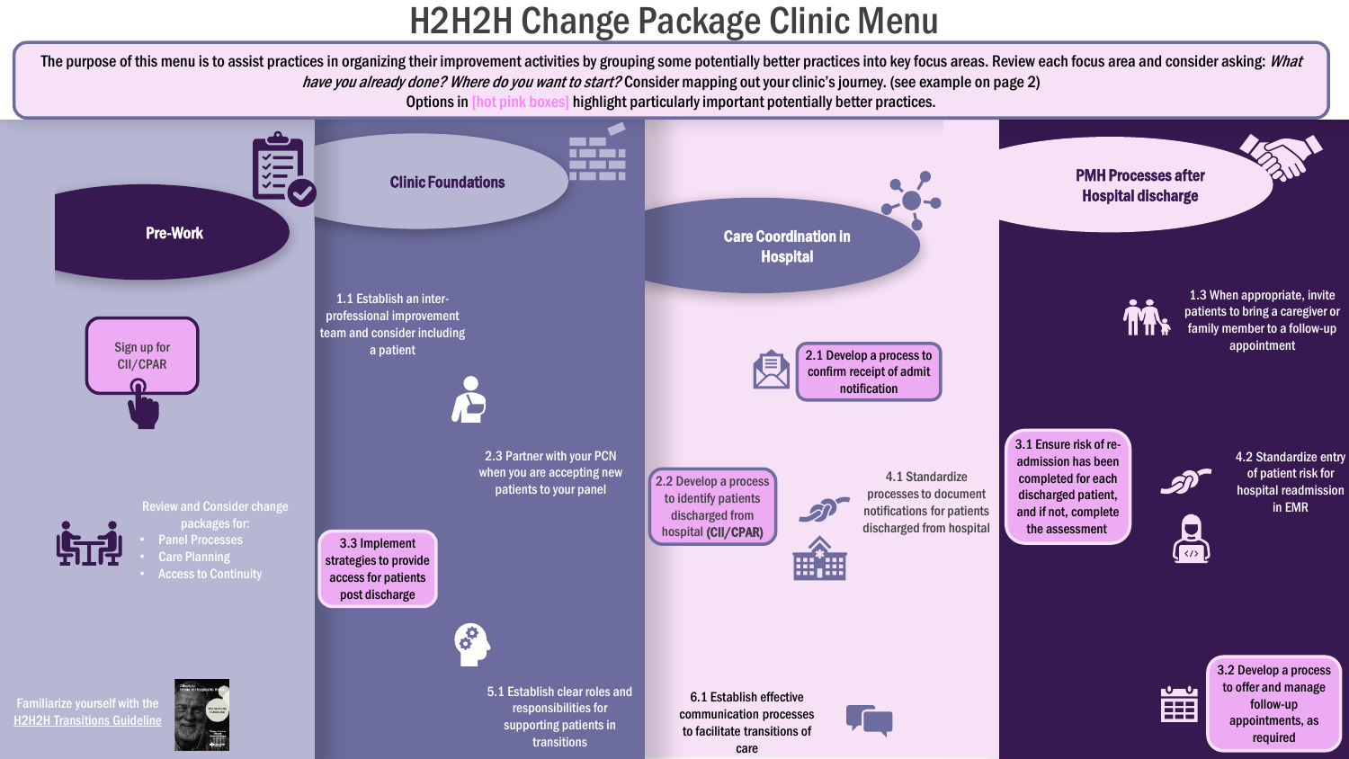# H2H2H Change Package Clinic Menu

The purpose of this menu is to assist practices in organizing their improvement activities by grouping some potentially better practices into key focus areas. Review each focus area and consider asking: *What have you already done? Where do you want to start?* Consider mapping out your clinic's journey. (see example on page 2)

Options in [hot pink boxes] highlight particularly important potentially better practices.

## Pre-Work

Sign up for CII/CPAR

Review and Consider change packages for:

- Panel Processes
- Care Planning
- Access to Continuity

Familiarize yourself with the H2H2H Transitions Guideline

## Clinic Foundations

1.1 Establish an inter-professional improvement team and consider including a patient

2.3 Partner with your PCN when you are accepting new patients to your panel

3.3 Implement strategies to provide access for patients post discharge

5.1 Establish clear roles and responsibilities for supporting patients in transitions

## Care Coordination in Hospital

2.1 Develop a process to confirm receipt of admit notification

2.2 Develop a process to identify patients discharged from hospital (CII/CPAR)

4.1 Standardize processes to document notifications for patients discharged from hospital

6.1 Establish effective communication processes to facilitate transitions of care

## PMH Processes after Hospital discharge

1.3 When appropriate, invite patients to bring a caregiver or family member to a follow-up appointment

3.1 Ensure risk of re-admission has been completed for each discharged patient, and if not, complete the assessment

4.2 Standardize entry of patient risk for hospital readmission in EMR

3.2 Develop a process to offer and manage follow-up appointments, as required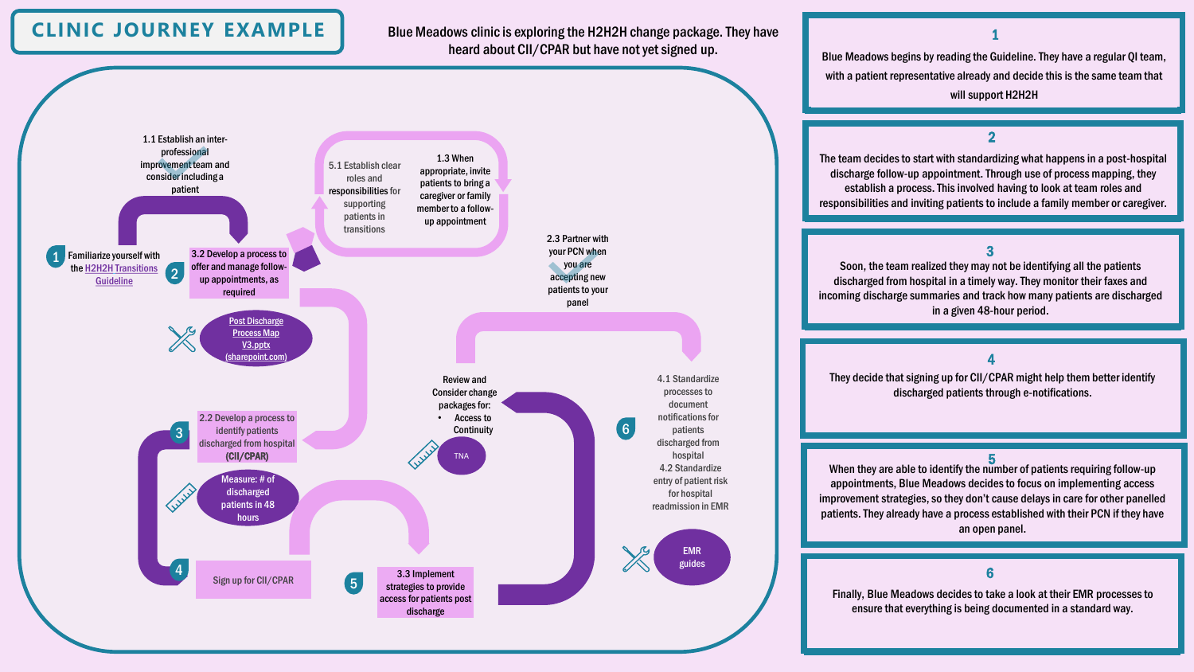# CLINIC JOURNEY EXAMPLE

Blue Meadows clinic is exploring the H2H2H change package. They have heard about CII/CPAR but have not yet signed up.

**1** Familiarize yourself with the H2H2H Transitions Guideline

1.1 Establish an inter-professional improvement team and consider including a patient

**2** 3.2 Develop a process to offer and manage follow-up appointments, as required

5.1 Establish clear roles and responsibilities for supporting patients in transitions

1.3 When appropriate, invite patients to bring a caregiver or family member to a follow-up appointment

Post Discharge Process Map V3.pptx (sharepoint.com)

**3** 2.2 Develop a process to identify patients discharged from hospital (CII/CPAR)

Measure: # of discharged patients in 48 hours

**4** Sign up for CII/CPAR

**5** 3.3 Implement strategies to provide access for patients post discharge

Review and Consider change packages for:

- Access to Continuity

TNA

2.3 Partner with your PCN when you are accepting new patients to your panel

**6** 4.1 Standardize processes to document notifications for patients discharged from hospital

4.2 Standardize entry of patient risk for hospital readmission in EMR

EMR guides

---

**1**

Blue Meadows begins by reading the Guideline. They have a regular QI team, with a patient representative already and decide this is the same team that will support H2H2H

**2**

The team decides to start with standardizing what happens in a post-hospital discharge follow-up appointment. Through use of process mapping, they establish a process. This involved having to look at team roles and responsibilities and inviting patients to include a family member or caregiver.

**3**

Soon, the team realized they may not be identifying all the patients discharged from hospital in a timely way. They monitor their faxes and incoming discharge summaries and track how many patients are discharged in a given 48-hour period.

**4**

They decide that signing up for CII/CPAR might help them better identify discharged patients through e-notifications.

**5**

When they are able to identify the number of patients requiring follow-up appointments, Blue Meadows decides to focus on implementing access improvement strategies, so they don't cause delays in care for other panelled patients. They already have a process established with their PCN if they have an open panel.

**6**

Finally, Blue Meadows decides to take a look at their EMR processes to ensure that everything is being documented in a standard way.